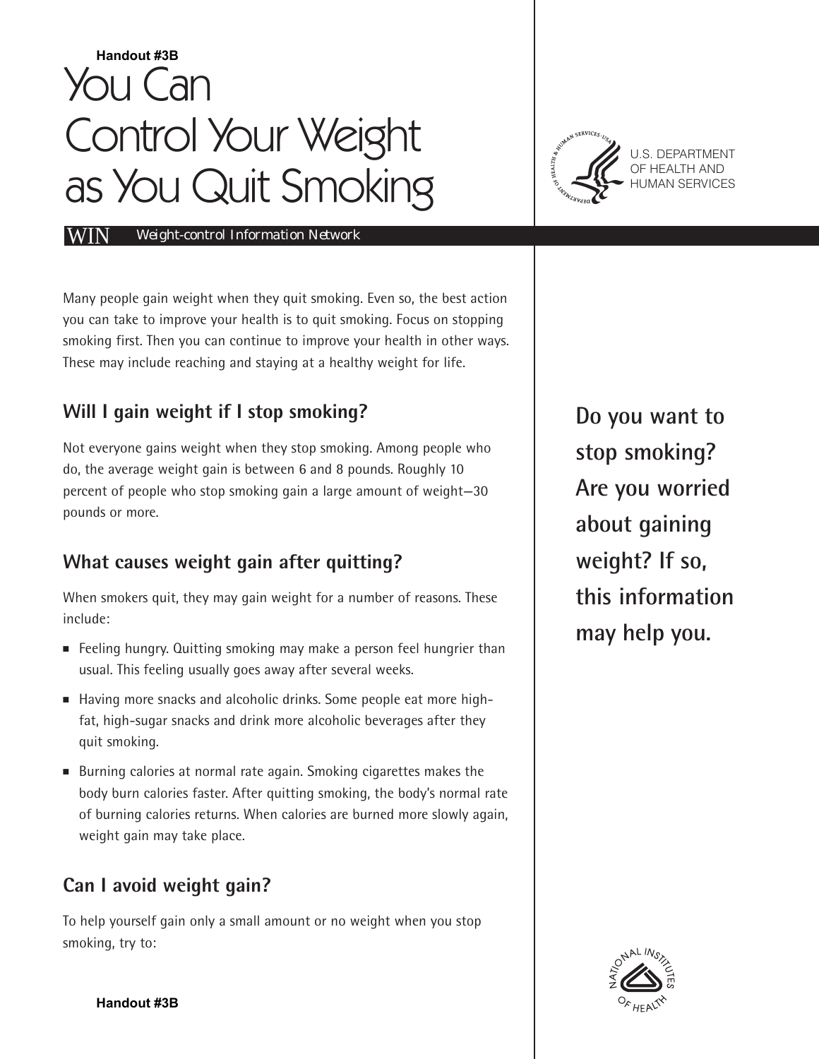Handout #3B

# You Can Control Your Weight as You Quit Smoking

U.S. DEPARTMENT OF HEALTH AND HUMAN SERVICES

WIN *Weight-control Information Network*

Many people gain weight when they quit smoking. Even so, the best action you can take to improve your health is to quit smoking. Focus on stopping smoking first. Then you can continue to improve your health in other ways. These may include reaching and staying at a healthy weight for life.

**Do you want to stop smoking? Are you worried about gaining weight? If so, this information may help you.**

## Will I gain weight if I stop smoking?

Not everyone gains weight when they stop smoking. Among people who do, the average weight gain is between 6 and 8 pounds. Roughly 10 percent of people who stop smoking gain a large amount of weight—30 pounds or more.

## What causes weight gain after quitting?

When smokers quit, they may gain weight for a number of reasons. These include:

- Feeling hungry. Quitting smoking may make a person feel hungrier than usual. This feeling usually goes away after several weeks.
- Having more snacks and alcoholic drinks. Some people eat more high-fat, high-sugar snacks and drink more alcoholic beverages after they quit smoking.
- Burning calories at normal rate again. Smoking cigarettes makes the body burn calories faster. After quitting smoking, the body's normal rate of burning calories returns. When calories are burned more slowly again, weight gain may take place.

## Can I avoid weight gain?

To help yourself gain only a small amount or no weight when you stop smoking, try to: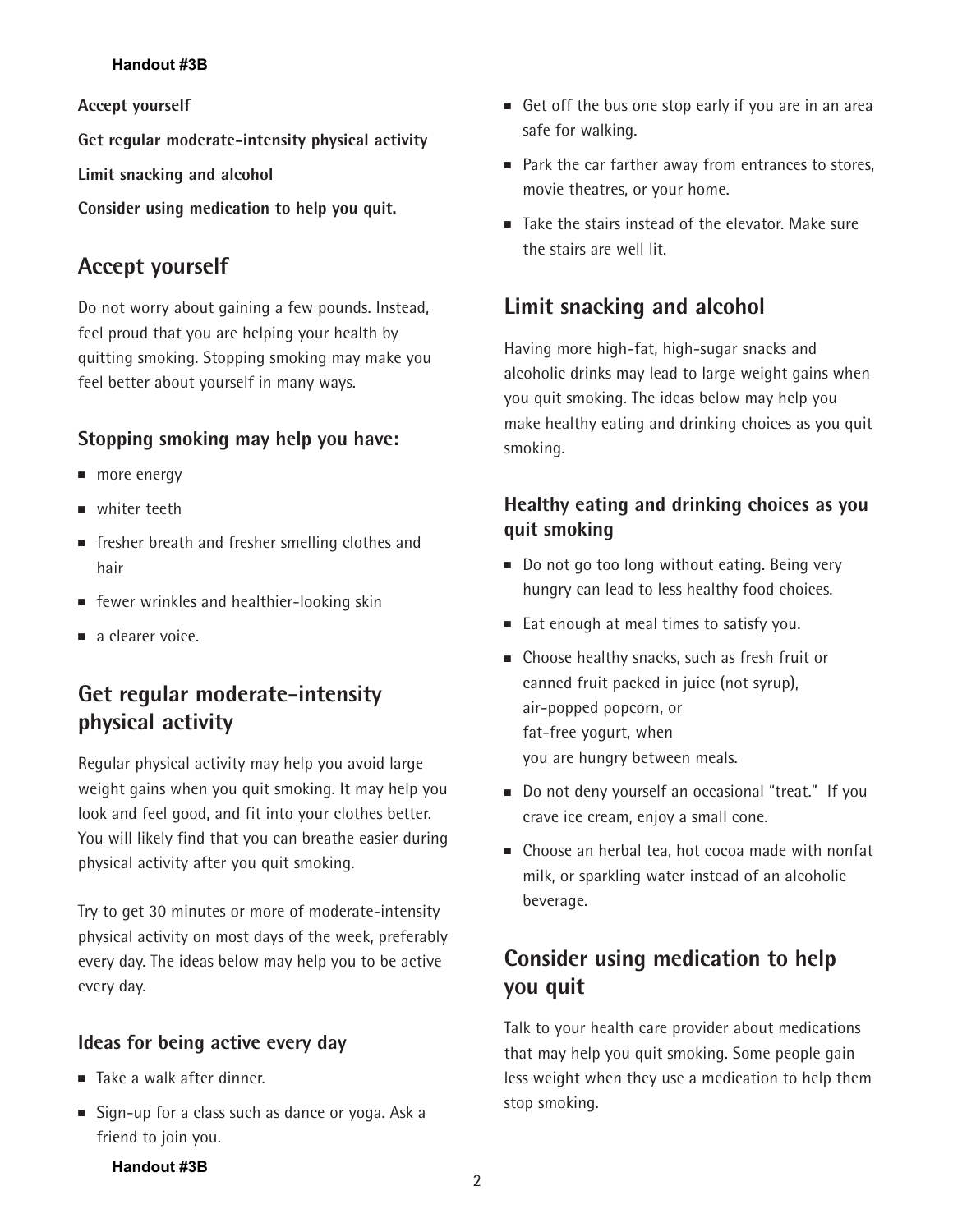**Accept yourself**

**Get regular moderate-intensity physical activity**

**Limit snacking and alcohol**

**Consider using medication to help you quit.**

## Accept yourself

Do not worry about gaining a few pounds. Instead, feel proud that you are helping your health by quitting smoking. Stopping smoking may make you feel better about yourself in many ways.

### Stopping smoking may help you have:

- more energy
- whiter teeth
- fresher breath and fresher smelling clothes and hair
- fewer wrinkles and healthier-looking skin
- a clearer voice.

## Get regular moderate-intensity physical activity

Regular physical activity may help you avoid large weight gains when you quit smoking. It may help you look and feel good, and fit into your clothes better. You will likely find that you can breathe easier during physical activity after you quit smoking.

Try to get 30 minutes or more of moderate-intensity physical activity on most days of the week, preferably every day. The ideas below may help you to be active every day.

### Ideas for being active every day

- Take a walk after dinner.
- Sign-up for a class such as dance or yoga. Ask a friend to join you.
- Get off the bus one stop early if you are in an area safe for walking.
- Park the car farther away from entrances to stores, movie theatres, or your home.
- Take the stairs instead of the elevator. Make sure the stairs are well lit.

## Limit snacking and alcohol

Having more high-fat, high-sugar snacks and alcoholic drinks may lead to large weight gains when you quit smoking. The ideas below may help you make healthy eating and drinking choices as you quit smoking.

### Healthy eating and drinking choices as you quit smoking

- Do not go too long without eating. Being very hungry can lead to less healthy food choices.
- Eat enough at meal times to satisfy you.
- Choose healthy snacks, such as fresh fruit or canned fruit packed in juice (not syrup), air-popped popcorn, or fat-free yogurt, when you are hungry between meals.
- Do not deny yourself an occasional "treat." If you crave ice cream, enjoy a small cone.
- Choose an herbal tea, hot cocoa made with nonfat milk, or sparkling water instead of an alcoholic beverage.

## Consider using medication to help you quit

Talk to your health care provider about medications that may help you quit smoking. Some people gain less weight when they use a medication to help them stop smoking.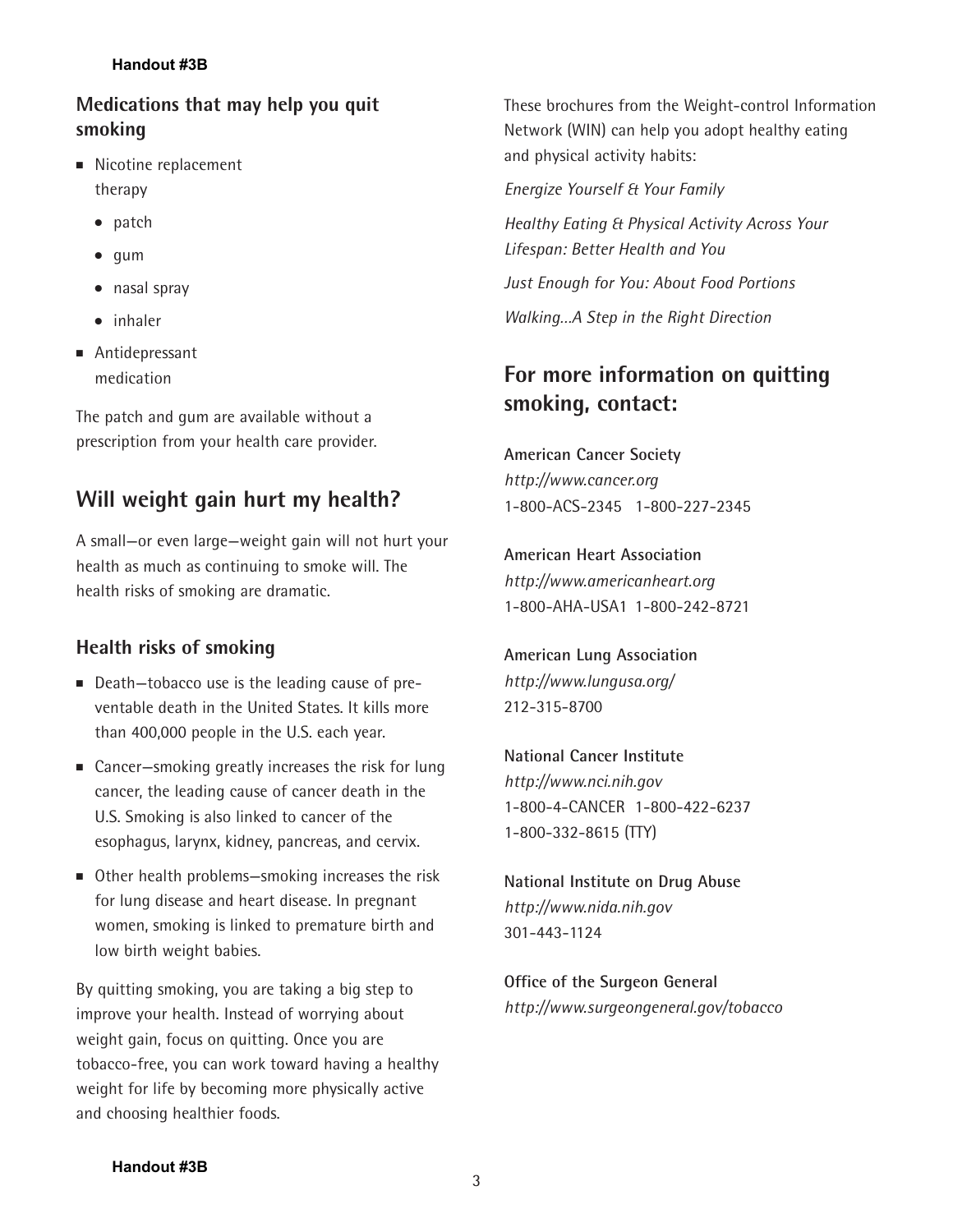## Medications that may help you quit smoking

- Nicotine replacement therapy
  - patch
  - gum
  - nasal spray
  - inhaler
- Antidepressant medication

The patch and gum are available without a prescription from your health care provider.

## Will weight gain hurt my health?

A small—or even large—weight gain will not hurt your health as much as continuing to smoke will. The health risks of smoking are dramatic.

### Health risks of smoking

- Death—tobacco use is the leading cause of preventable death in the United States. It kills more than 400,000 people in the U.S. each year.
- Cancer—smoking greatly increases the risk for lung cancer, the leading cause of cancer death in the U.S. Smoking is also linked to cancer of the esophagus, larynx, kidney, pancreas, and cervix.
- Other health problems—smoking increases the risk for lung disease and heart disease. In pregnant women, smoking is linked to premature birth and low birth weight babies.

By quitting smoking, you are taking a big step to improve your health. Instead of worrying about weight gain, focus on quitting. Once you are tobacco-free, you can work toward having a healthy weight for life by becoming more physically active and choosing healthier foods.

These brochures from the Weight-control Information Network (WIN) can help you adopt healthy eating and physical activity habits:

*Energize Yourself & Your Family*

*Healthy Eating & Physical Activity Across Your Lifespan: Better Health and You*

*Just Enough for You: About Food Portions*

*Walking...A Step in the Right Direction*

## For more information on quitting smoking, contact:

**American Cancer Society**
*http://www.cancer.org*
1-800-ACS-2345 1-800-227-2345

**American Heart Association**
*http://www.americanheart.org*
1-800-AHA-USA1 1-800-242-8721

**American Lung Association**
*http://www.lungusa.org/*
212-315-8700

**National Cancer Institute**
*http://www.nci.nih.gov*
1-800-4-CANCER 1-800-422-6237
1-800-332-8615 (TTY)

**National Institute on Drug Abuse**
*http://www.nida.nih.gov*
301-443-1124

**Office of the Surgeon General**
*http://www.surgeongeneral.gov/tobacco*